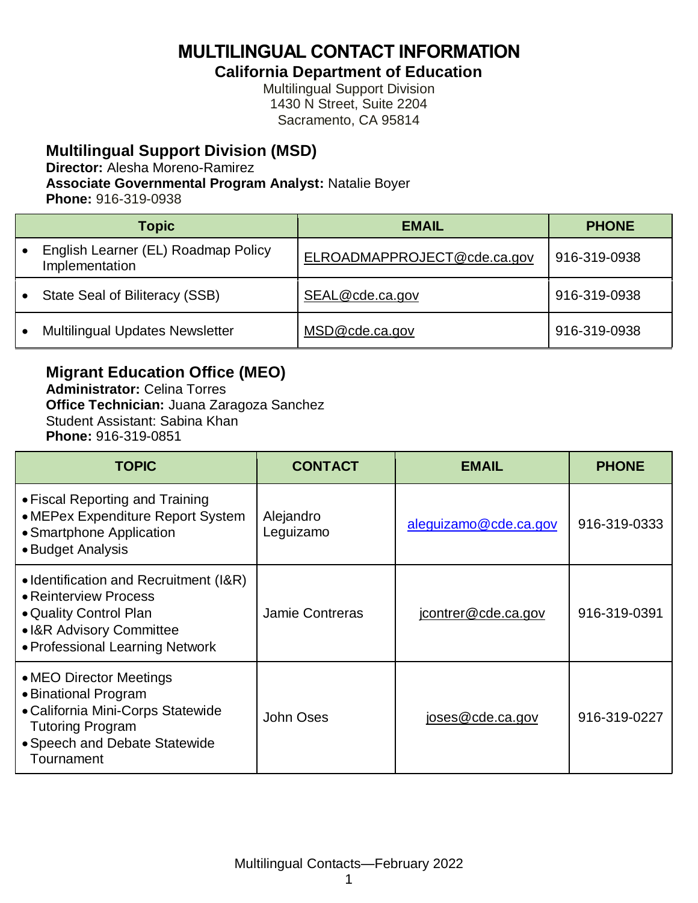# MULTILINGUAL CONTACT INFORMATION

**California Department of Education**

Multilingual Support Division
1430 N Street, Suite 2204
Sacramento, CA 95814

## Multilingual Support Division (MSD)

**Director:** Alesha Moreno-Ramirez
**Associate Governmental Program Analyst:** Natalie Boyer
**Phone:** 916-319-0938

| Topic | EMAIL | PHONE |
|---|---|---|
| • English Learner (EL) Roadmap Policy Implementation | ELROADMAPPROJECT@cde.ca.gov | 916-319-0938 |
| • State Seal of Biliteracy (SSB) | SEAL@cde.ca.gov | 916-319-0938 |
| • Multilingual Updates Newsletter | MSD@cde.ca.gov | 916-319-0938 |

## Migrant Education Office (MEO)

**Administrator:** Celina Torres
**Office Technician:** Juana Zaragoza Sanchez
Student Assistant: Sabina Khan
**Phone:** 916-319-0851

| TOPIC | CONTACT | EMAIL | PHONE |
|---|---|---|---|
| • Fiscal Reporting and Training<br>• MEPex Expenditure Report System<br>• Smartphone Application<br>• Budget Analysis | Alejandro Leguizamo | aleguizamo@cde.ca.gov | 916-319-0333 |
| • Identification and Recruitment (I&R)<br>• Reinterview Process<br>• Quality Control Plan<br>• I&R Advisory Committee<br>• Professional Learning Network | Jamie Contreras | jcontrer@cde.ca.gov | 916-319-0391 |
| • MEO Director Meetings<br>• Binational Program<br>• California Mini-Corps Statewide Tutoring Program<br>• Speech and Debate Statewide Tournament | John Oses | joses@cde.ca.gov | 916-319-0227 |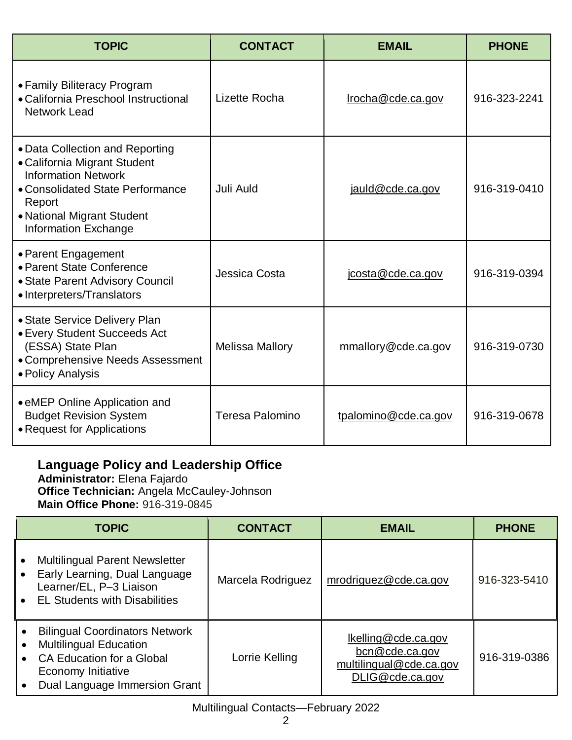| TOPIC | CONTACT | EMAIL | PHONE |
|---|---|---|---|
| • Family Biliteracy Program<br>• California Preschool Instructional Network Lead | Lizette Rocha | lrocha@cde.ca.gov | 916-323-2241 |
| • Data Collection and Reporting<br>• California Migrant Student Information Network<br>• Consolidated State Performance Report<br>• National Migrant Student Information Exchange | Juli Auld | jauld@cde.ca.gov | 916-319-0410 |
| • Parent Engagement<br>• Parent State Conference<br>• State Parent Advisory Council<br>• Interpreters/Translators | Jessica Costa | jcosta@cde.ca.gov | 916-319-0394 |
| • State Service Delivery Plan<br>• Every Student Succeeds Act (ESSA) State Plan<br>• Comprehensive Needs Assessment<br>• Policy Analysis | Melissa Mallory | mmallory@cde.ca.gov | 916-319-0730 |
| • eMEP Online Application and Budget Revision System<br>• Request for Applications | Teresa Palomino | tpalomino@cde.ca.gov | 916-319-0678 |

## Language Policy and Leadership Office

**Administrator:** Elena Fajardo
**Office Technician:** Angela McCauley-Johnson
**Main Office Phone:** 916-319-0845

| TOPIC | CONTACT | EMAIL | PHONE |
|---|---|---|---|
| • Multilingual Parent Newsletter<br>• Early Learning, Dual Language Learner/EL, P–3 Liaison<br>• EL Students with Disabilities | Marcela Rodriguez | mrodriguez@cde.ca.gov | 916-323-5410 |
| • Bilingual Coordinators Network<br>• Multilingual Education<br>• CA Education for a Global Economy Initiative<br>• Dual Language Immersion Grant | Lorrie Kelling | lkelling@cde.ca.gov<br>bcn@cde.ca.gov<br>multilingual@cde.ca.gov<br>DLIG@cde.ca.gov | 916-319-0386 |

Multilingual Contacts—February 2022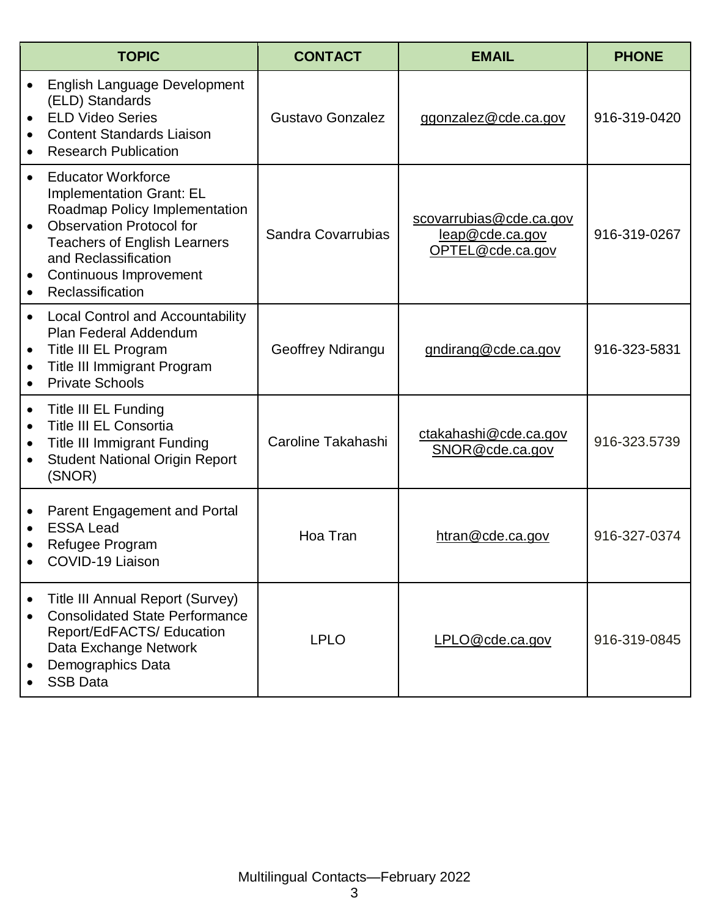| TOPIC | CONTACT | EMAIL | PHONE |
|---|---|---|---|
| • English Language Development (ELD) Standards<br>• ELD Video Series<br>• Content Standards Liaison<br>• Research Publication | Gustavo Gonzalez | ggonzalez@cde.ca.gov | 916-319-0420 |
| • Educator Workforce Implementation Grant: EL Roadmap Policy Implementation<br>• Observation Protocol for Teachers of English Learners and Reclassification<br>• Continuous Improvement<br>• Reclassification | Sandra Covarrubias | scovarrubias@cde.ca.gov<br>leap@cde.ca.gov<br>OPTEL@cde.ca.gov | 916-319-0267 |
| • Local Control and Accountability Plan Federal Addendum<br>• Title III EL Program<br>• Title III Immigrant Program<br>• Private Schools | Geoffrey Ndirangu | gndirang@cde.ca.gov | 916-323-5831 |
| • Title III EL Funding<br>• Title III EL Consortia<br>• Title III Immigrant Funding<br>• Student National Origin Report (SNOR) | Caroline Takahashi | ctakahashi@cde.ca.gov<br>SNOR@cde.ca.gov | 916-323.5739 |
| • Parent Engagement and Portal<br>• ESSA Lead<br>• Refugee Program<br>• COVID-19 Liaison | Hoa Tran | htran@cde.ca.gov | 916-327-0374 |
| • Title III Annual Report (Survey)<br>• Consolidated State Performance Report/EdFACTS/ Education Data Exchange Network<br>• Demographics Data<br>• SSB Data | LPLO | LPLO@cde.ca.gov | 916-319-0845 |

Multilingual Contacts—February 2022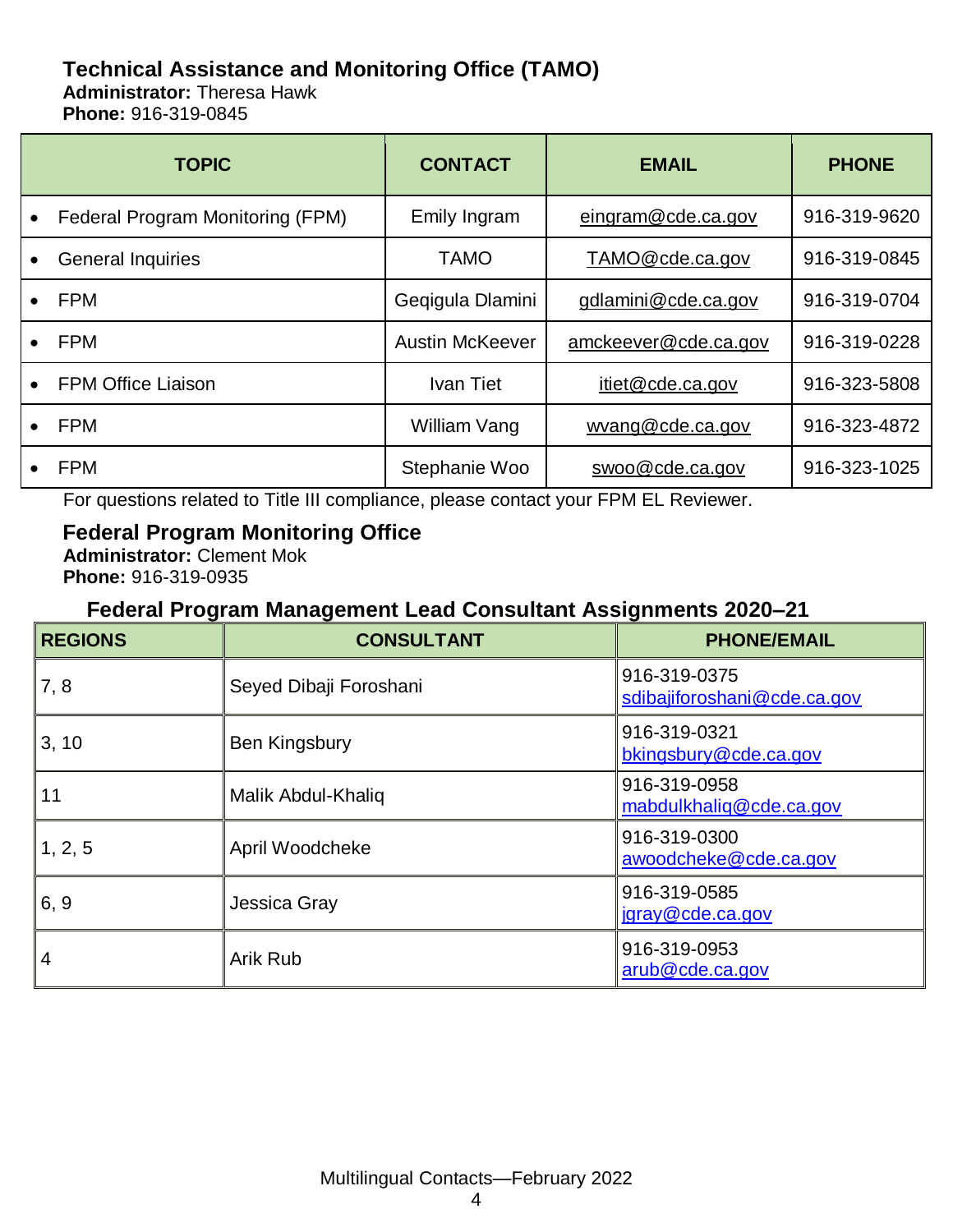### Technical Assistance and Monitoring Office (TAMO)

**Administrator:** Theresa Hawk
**Phone:** 916-319-0845

| TOPIC | CONTACT | EMAIL | PHONE |
|---|---|---|---|
| • Federal Program Monitoring (FPM) | Emily Ingram | eingram@cde.ca.gov | 916-319-9620 |
| • General Inquiries | TAMO | TAMO@cde.ca.gov | 916-319-0845 |
| • FPM | Geqigula Dlamini | gdlamini@cde.ca.gov | 916-319-0704 |
| • FPM | Austin McKeever | amckeever@cde.ca.gov | 916-319-0228 |
| • FPM Office Liaison | Ivan Tiet | itiet@cde.ca.gov | 916-323-5808 |
| • FPM | William Vang | wvang@cde.ca.gov | 916-323-4872 |
| • FPM | Stephanie Woo | swoo@cde.ca.gov | 916-323-1025 |

For questions related to Title III compliance, please contact your FPM EL Reviewer.

### Federal Program Monitoring Office

**Administrator:** Clement Mok
**Phone:** 916-319-0935

#### Federal Program Management Lead Consultant Assignments 2020–21

| REGIONS | CONSULTANT | PHONE/EMAIL |
|---|---|---|
| 7, 8 | Seyed Dibaji Foroshani | 916-319-0375 sdibajiforoshani@cde.ca.gov |
| 3, 10 | Ben Kingsbury | 916-319-0321 bkingsbury@cde.ca.gov |
| 11 | Malik Abdul-Khaliq | 916-319-0958 mabdulkhaliq@cde.ca.gov |
| 1, 2, 5 | April Woodcheke | 916-319-0300 awoodcheke@cde.ca.gov |
| 6, 9 | Jessica Gray | 916-319-0585 jgray@cde.ca.gov |
| 4 | Arik Rub | 916-319-0953 arub@cde.ca.gov |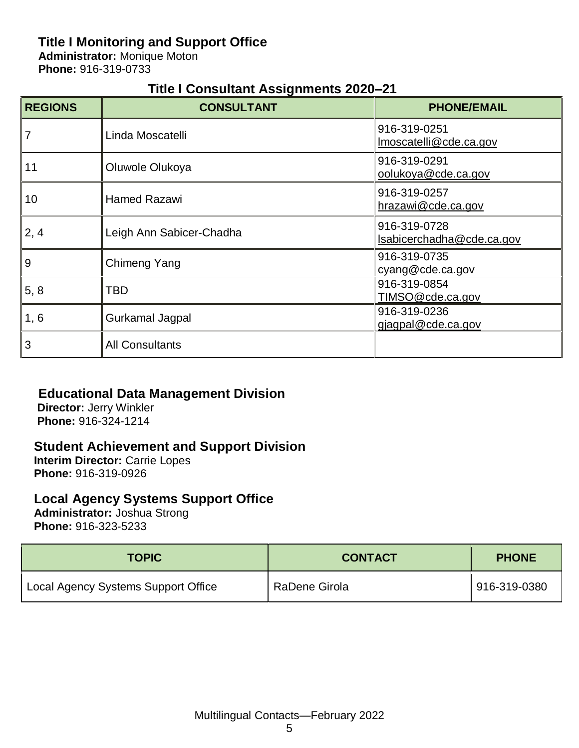## Title I Monitoring and Support Office

**Administrator:** Monique Moton
**Phone:** 916-319-0733

### Title I Consultant Assignments 2020–21

| REGIONS | CONSULTANT | PHONE/EMAIL |
|---|---|---|
| 7 | Linda Moscatelli | 916-319-0251 lmoscatelli@cde.ca.gov |
| 11 | Oluwole Olukoya | 916-319-0291 oolukoya@cde.ca.gov |
| 10 | Hamed Razawi | 916-319-0257 hrazawi@cde.ca.gov |
| 2, 4 | Leigh Ann Sabicer-Chadha | 916-319-0728 lsabicerchadha@cde.ca.gov |
| 9 | Chimeng Yang | 916-319-0735 cyang@cde.ca.gov |
| 5, 8 | TBD | 916-319-0854 TIMSO@cde.ca.gov |
| 1, 6 | Gurkamal Jagpal | 916-319-0236 gjagpal@cde.ca.gov |
| 3 | All Consultants | |

## Educational Data Management Division

**Director:** Jerry Winkler
**Phone:** 916-324-1214

## Student Achievement and Support Division

**Interim Director:** Carrie Lopes
**Phone:** 916-319-0926

## Local Agency Systems Support Office

**Administrator:** Joshua Strong
**Phone:** 916-323-5233

| TOPIC | CONTACT | PHONE |
|---|---|---|
| Local Agency Systems Support Office | RaDene Girola | 916-319-0380 |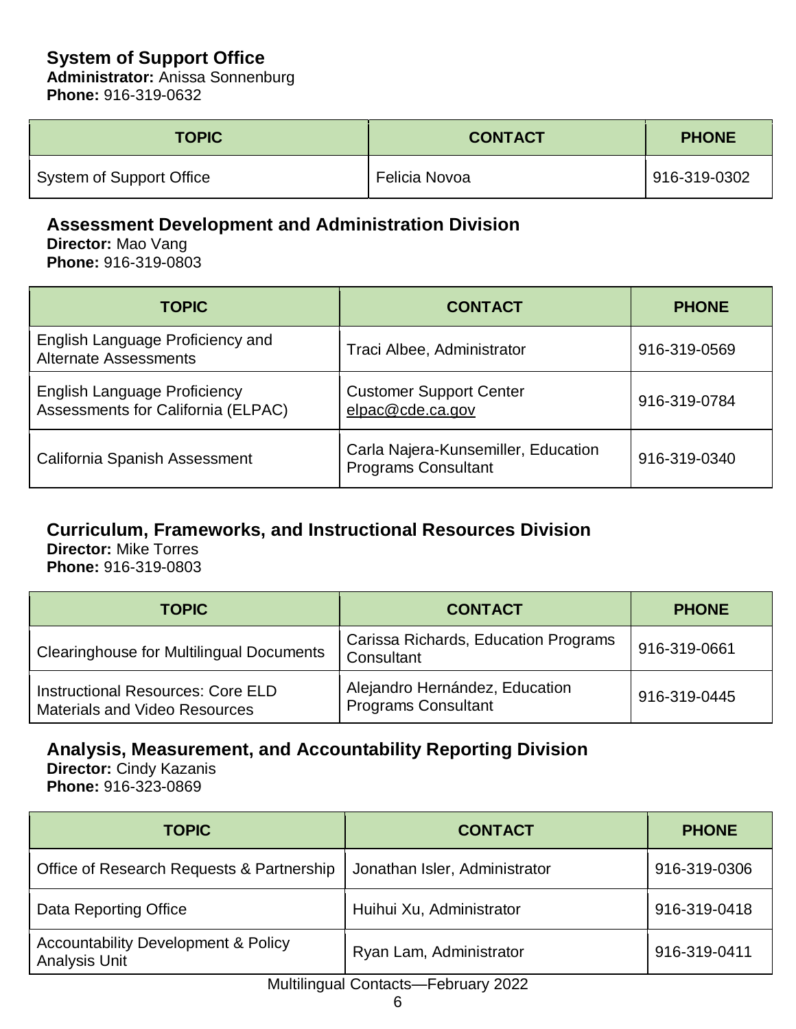## System of Support Office

**Administrator:** Anissa Sonnenburg
**Phone:** 916-319-0632

| TOPIC | CONTACT | PHONE |
|---|---|---|
| System of Support Office | Felicia Novoa | 916-319-0302 |

## Assessment Development and Administration Division

**Director:** Mao Vang
**Phone:** 916-319-0803

| TOPIC | CONTACT | PHONE |
|---|---|---|
| English Language Proficiency and Alternate Assessments | Traci Albee, Administrator | 916-319-0569 |
| English Language Proficiency Assessments for California (ELPAC) | Customer Support Center elpac@cde.ca.gov | 916-319-0784 |
| California Spanish Assessment | Carla Najera-Kunsemiller, Education Programs Consultant | 916-319-0340 |

## Curriculum, Frameworks, and Instructional Resources Division

**Director:** Mike Torres
**Phone:** 916-319-0803

| TOPIC | CONTACT | PHONE |
|---|---|---|
| Clearinghouse for Multilingual Documents | Carissa Richards, Education Programs Consultant | 916-319-0661 |
| Instructional Resources: Core ELD Materials and Video Resources | Alejandro Hernández, Education Programs Consultant | 916-319-0445 |

## Analysis, Measurement, and Accountability Reporting Division

**Director:** Cindy Kazanis
**Phone:** 916-323-0869

| TOPIC | CONTACT | PHONE |
|---|---|---|
| Office of Research Requests & Partnership | Jonathan Isler, Administrator | 916-319-0306 |
| Data Reporting Office | Huihui Xu, Administrator | 916-319-0418 |
| Accountability Development & Policy Analysis Unit | Ryan Lam, Administrator | 916-319-0411 |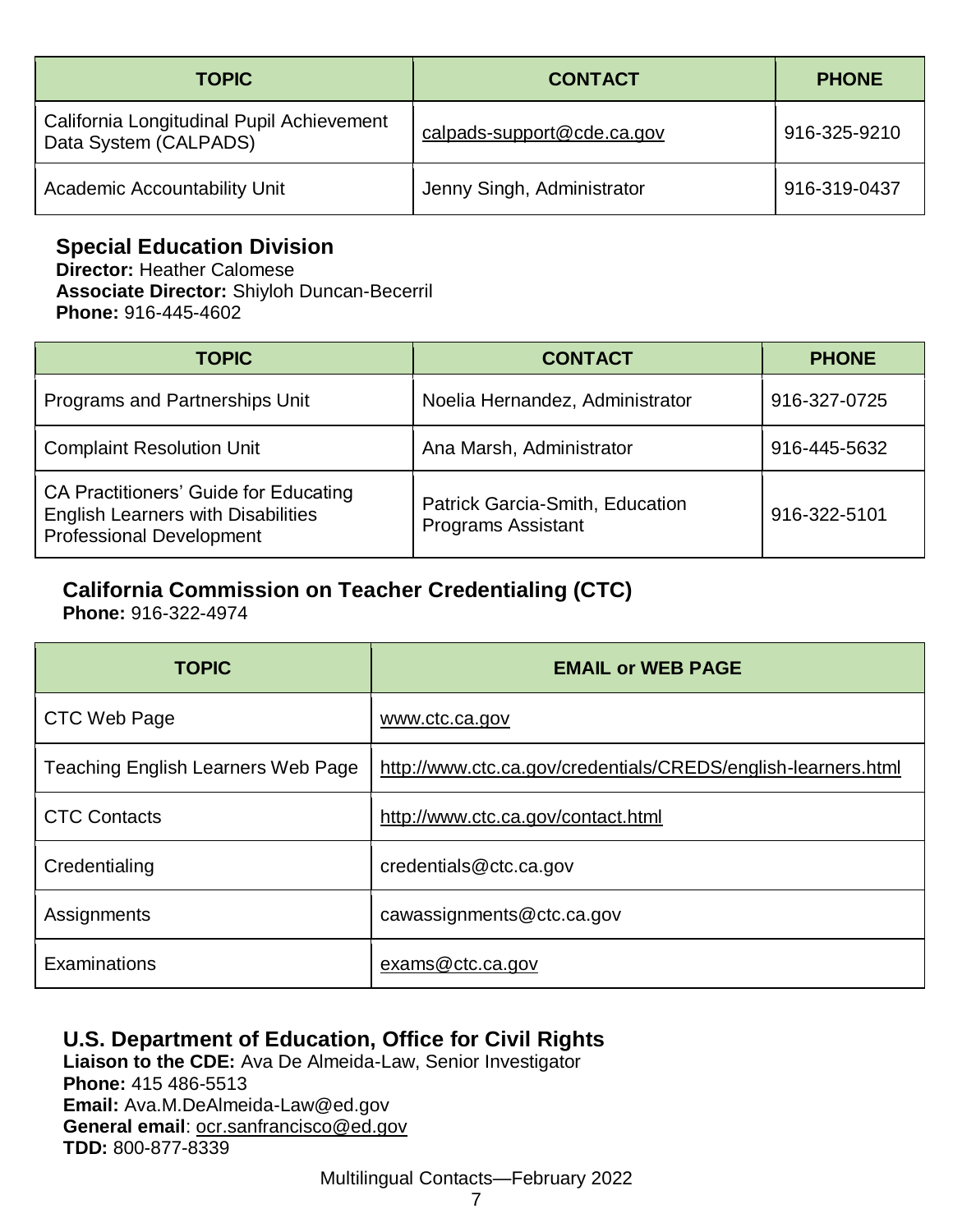| TOPIC | CONTACT | PHONE |
|---|---|---|
| California Longitudinal Pupil Achievement Data System (CALPADS) | calpads-support@cde.ca.gov | 916-325-9210 |
| Academic Accountability Unit | Jenny Singh, Administrator | 916-319-0437 |

### Special Education Division

**Director:** Heather Calomese
**Associate Director:** Shiyloh Duncan-Becerril
**Phone:** 916-445-4602

| TOPIC | CONTACT | PHONE |
|---|---|---|
| Programs and Partnerships Unit | Noelia Hernandez, Administrator | 916-327-0725 |
| Complaint Resolution Unit | Ana Marsh, Administrator | 916-445-5632 |
| CA Practitioners' Guide for Educating English Learners with Disabilities Professional Development | Patrick Garcia-Smith, Education Programs Assistant | 916-322-5101 |

### California Commission on Teacher Credentialing (CTC)

**Phone:** 916-322-4974

| TOPIC | EMAIL or WEB PAGE |
|---|---|
| CTC Web Page | www.ctc.ca.gov |
| Teaching English Learners Web Page | http://www.ctc.ca.gov/credentials/CREDS/english-learners.html |
| CTC Contacts | http://www.ctc.ca.gov/contact.html |
| Credentialing | credentials@ctc.ca.gov |
| Assignments | cawassignments@ctc.ca.gov |
| Examinations | exams@ctc.ca.gov |

### U.S. Department of Education, Office for Civil Rights

**Liaison to the CDE:** Ava De Almeida-Law, Senior Investigator
**Phone:** 415 486-5513
**Email:** Ava.M.DeAlmeida-Law@ed.gov
**General email**: ocr.sanfrancisco@ed.gov
**TDD:** 800-877-8339